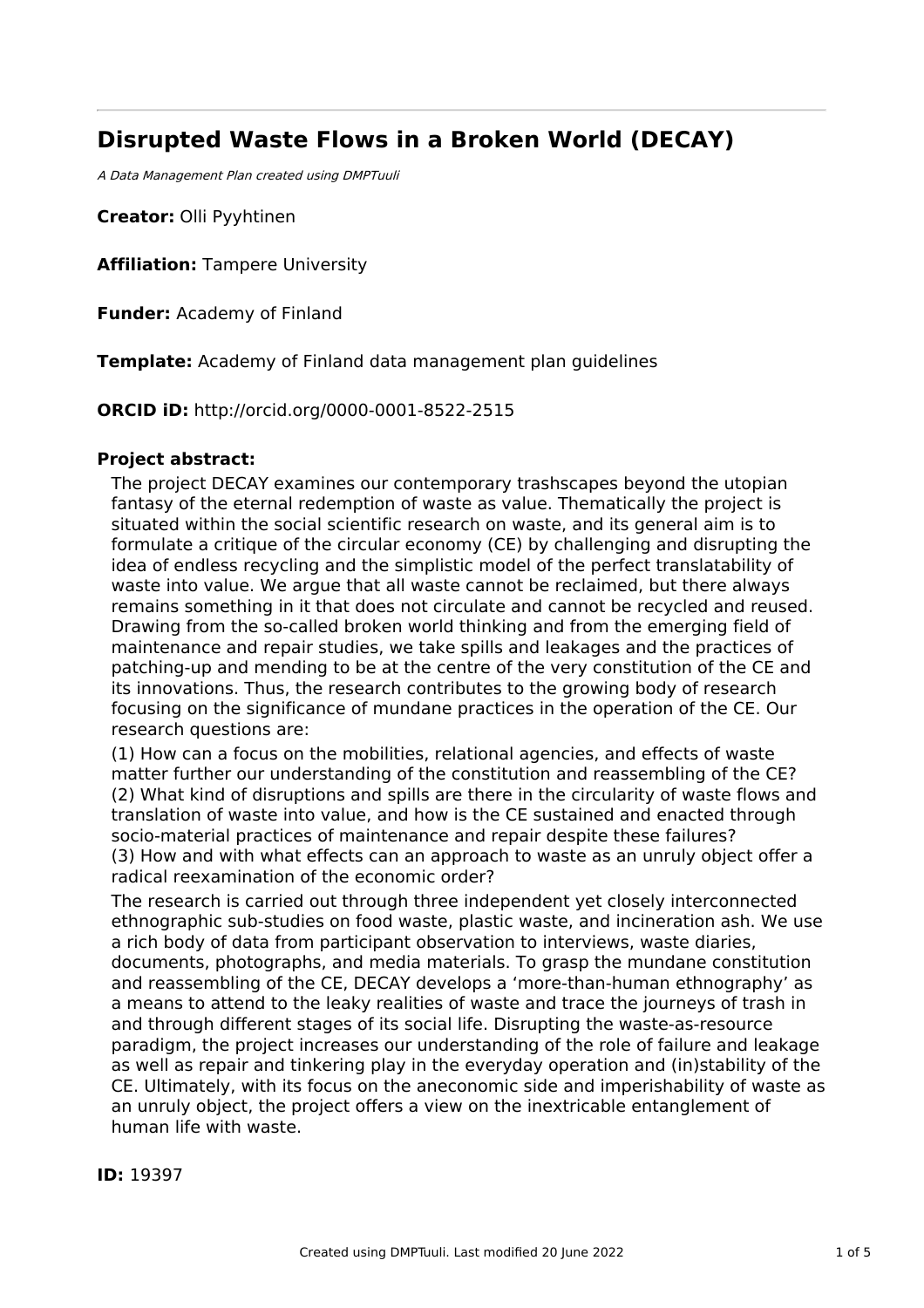# Disrupted Waste Flows in a Broken World (DECAY)

*A Data Management Plan created using DMPTuuli*

**Creator:** Olli Pyyhtinen

**Affiliation:** Tampere University

**Funder:** Academy of Finland

**Template:** Academy of Finland data management plan guidelines

**ORCID iD:** http://orcid.org/0000-0001-8522-2515

**Project abstract:**

The project DECAY examines our contemporary trashscapes beyond the utopian fantasy of the eternal redemption of waste as value. Thematically the project is situated within the social scientific research on waste, and its general aim is to formulate a critique of the circular economy (CE) by challenging and disrupting the idea of endless recycling and the simplistic model of the perfect translatability of waste into value. We argue that all waste cannot be reclaimed, but there always remains something in it that does not circulate and cannot be recycled and reused. Drawing from the so-called broken world thinking and from the emerging field of maintenance and repair studies, we take spills and leakages and the practices of patching-up and mending to be at the centre of the very constitution of the CE and its innovations. Thus, the research contributes to the growing body of research focusing on the significance of mundane practices in the operation of the CE. Our research questions are:

(1) How can a focus on the mobilities, relational agencies, and effects of waste matter further our understanding of the constitution and reassembling of the CE?
(2) What kind of disruptions and spills are there in the circularity of waste flows and translation of waste into value, and how is the CE sustained and enacted through socio-material practices of maintenance and repair despite these failures?
(3) How and with what effects can an approach to waste as an unruly object offer a radical reexamination of the economic order?

The research is carried out through three independent yet closely interconnected ethnographic sub-studies on food waste, plastic waste, and incineration ash. We use a rich body of data from participant observation to interviews, waste diaries, documents, photographs, and media materials. To grasp the mundane constitution and reassembling of the CE, DECAY develops a 'more-than-human ethnography' as a means to attend to the leaky realities of waste and trace the journeys of trash in and through different stages of its social life. Disrupting the waste-as-resource paradigm, the project increases our understanding of the role of failure and leakage as well as repair and tinkering play in the everyday operation and (in)stability of the CE. Ultimately, with its focus on the aneconomic side and imperishability of waste as an unruly object, the project offers a view on the inextricable entanglement of human life with waste.

**ID:** 19397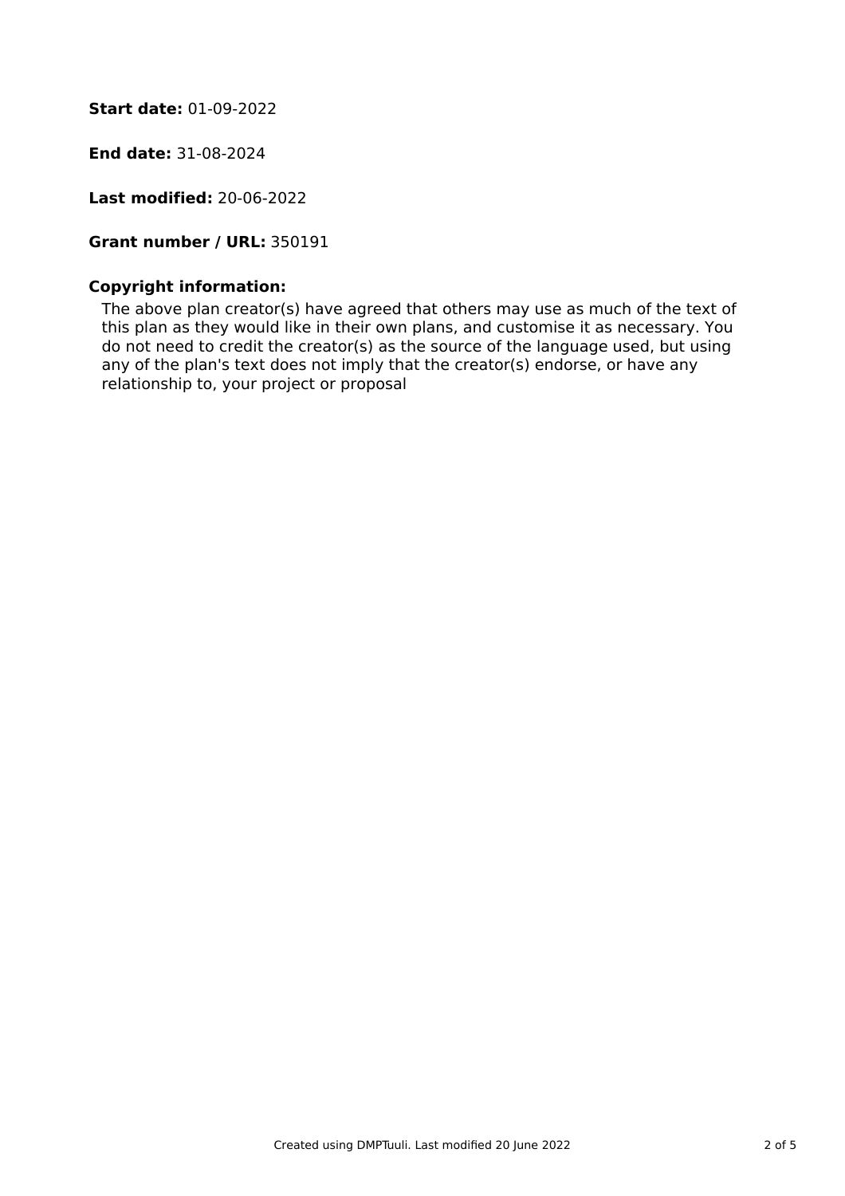**Start date:** 01-09-2022

**End date:** 31-08-2024

**Last modified:** 20-06-2022

**Grant number / URL:** 350191

**Copyright information:**

The above plan creator(s) have agreed that others may use as much of the text of this plan as they would like in their own plans, and customise it as necessary. You do not need to credit the creator(s) as the source of the language used, but using any of the plan's text does not imply that the creator(s) endorse, or have any relationship to, your project or proposal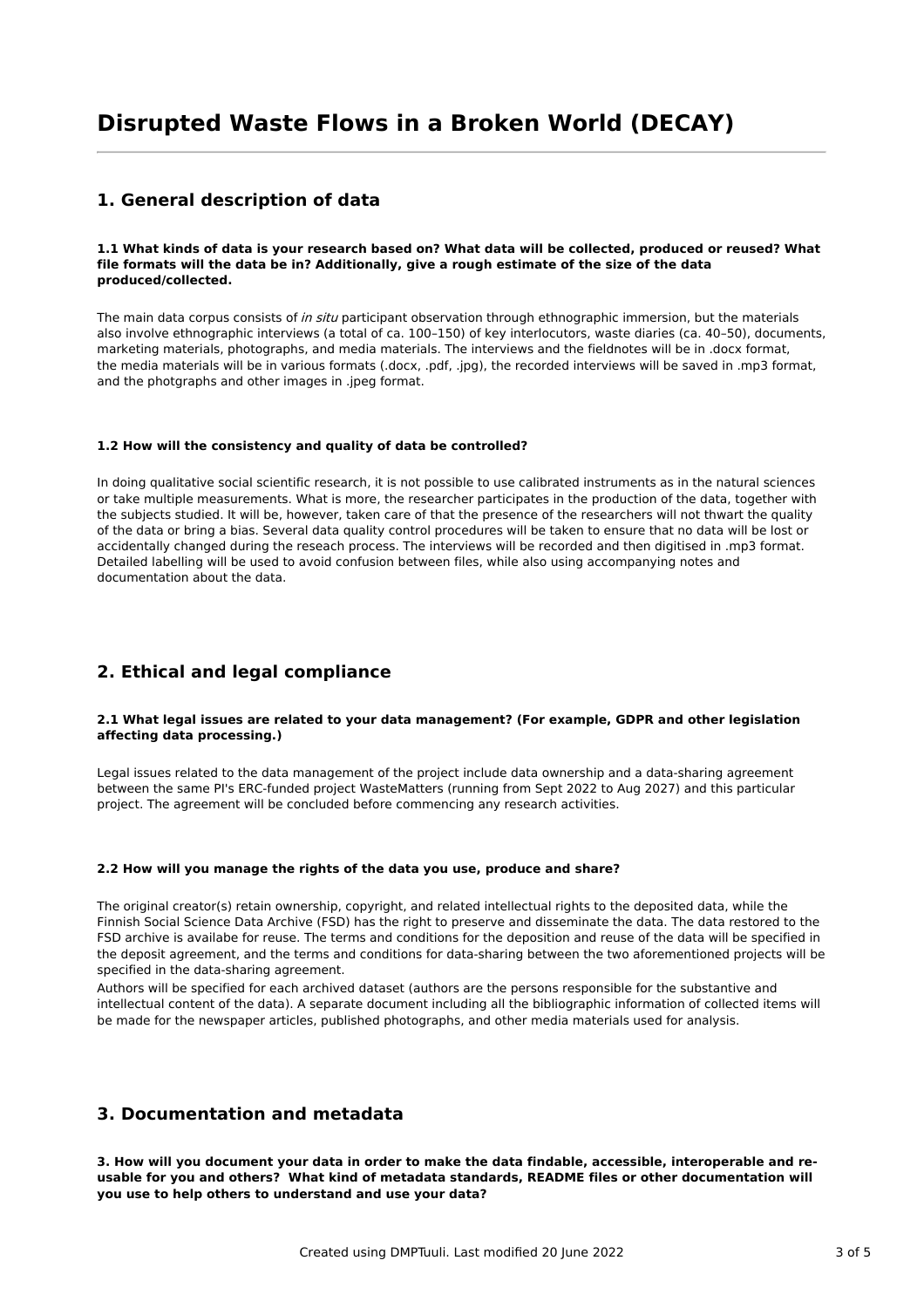# Disrupted Waste Flows in a Broken World (DECAY)

## 1. General description of data

**1.1 What kinds of data is your research based on? What data will be collected, produced or reused? What file formats will the data be in? Additionally, give a rough estimate of the size of the data produced/collected.**

The main data corpus consists of *in situ* participant observation through ethnographic immersion, but the materials also involve ethnographic interviews (a total of ca. 100–150) of key interlocutors, waste diaries (ca. 40–50), documents, marketing materials, photographs, and media materials. The interviews and the fieldnotes will be in .docx format, the media materials will be in various formats (.docx, .pdf, .jpg), the recorded interviews will be saved in .mp3 format, and the photgraphs and other images in .jpeg format.

**1.2 How will the consistency and quality of data be controlled?**

In doing qualitative social scientific research, it is not possible to use calibrated instruments as in the natural sciences or take multiple measurements. What is more, the researcher participates in the production of the data, together with the subjects studied. It will be, however, taken care of that the presence of the researchers will not thwart the quality of the data or bring a bias. Several data quality control procedures will be taken to ensure that no data will be lost or accidentally changed during the reseach process. The interviews will be recorded and then digitised in .mp3 format. Detailed labelling will be used to avoid confusion between files, while also using accompanying notes and documentation about the data.

## 2. Ethical and legal compliance

**2.1 What legal issues are related to your data management? (For example, GDPR and other legislation affecting data processing.)**

Legal issues related to the data management of the project include data ownership and a data-sharing agreement between the same PI's ERC-funded project WasteMatters (running from Sept 2022 to Aug 2027) and this particular project. The agreement will be concluded before commencing any research activities.

**2.2 How will you manage the rights of the data you use, produce and share?**

The original creator(s) retain ownership, copyright, and related intellectual rights to the deposited data, while the Finnish Social Science Data Archive (FSD) has the right to preserve and disseminate the data. The data restored to the FSD archive is availabe for reuse. The terms and conditions for the deposition and reuse of the data will be specified in the deposit agreement, and the terms and conditions for data-sharing between the two aforementioned projects will be specified in the data-sharing agreement.

Authors will be specified for each archived dataset (authors are the persons responsible for the substantive and intellectual content of the data). A separate document including all the bibliographic information of collected items will be made for the newspaper articles, published photographs, and other media materials used for analysis.

## 3. Documentation and metadata

**3. How will you document your data in order to make the data findable, accessible, interoperable and re-usable for you and others? What kind of metadata standards, README files or other documentation will you use to help others to understand and use your data?**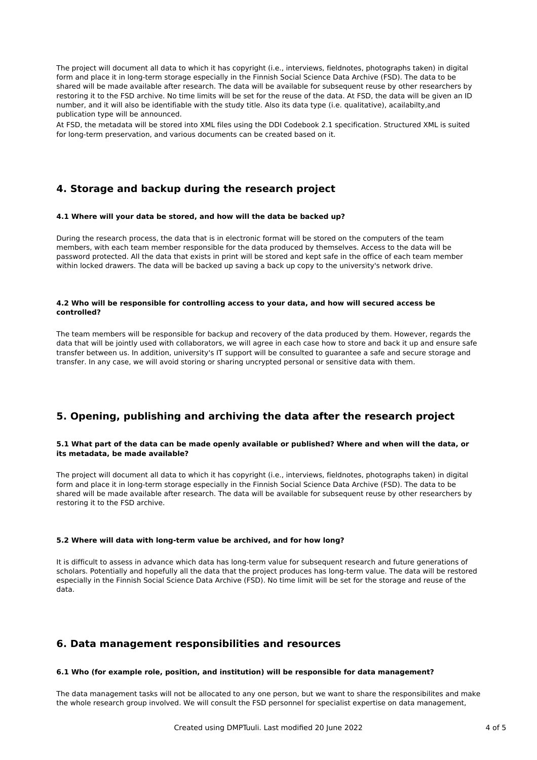The project will document all data to which it has copyright (i.e., interviews, fieldnotes, photographs taken) in digital form and place it in long-term storage especially in the Finnish Social Science Data Archive (FSD). The data to be shared will be made available after research. The data will be available for subsequent reuse by other researchers by restoring it to the FSD archive. No time limits will be set for the reuse of the data. At FSD, the data will be given an ID number, and it will also be identifiable with the study title. Also its data type (i.e. qualitative), acailabilty,and publication type will be announced.

At FSD, the metadata will be stored into XML files using the DDI Codebook 2.1 specification. Structured XML is suited for long-term preservation, and various documents can be created based on it.

## 4. Storage and backup during the research project

#### 4.1 Where will your data be stored, and how will the data be backed up?

During the research process, the data that is in electronic format will be stored on the computers of the team members, with each team member responsible for the data produced by themselves. Access to the data will be password protected. All the data that exists in print will be stored and kept safe in the office of each team member within locked drawers. The data will be backed up saving a back up copy to the university's network drive.

#### 4.2 Who will be responsible for controlling access to your data, and how will secured access be controlled?

The team members will be responsible for backup and recovery of the data produced by them. However, regards the data that will be jointly used with collaborators, we will agree in each case how to store and back it up and ensure safe transfer between us. In addition, university's IT support will be consulted to guarantee a safe and secure storage and transfer. In any case, we will avoid storing or sharing uncrypted personal or sensitive data with them.

## 5. Opening, publishing and archiving the data after the research project

#### 5.1 What part of the data can be made openly available or published? Where and when will the data, or its metadata, be made available?

The project will document all data to which it has copyright (i.e., interviews, fieldnotes, photographs taken) in digital form and place it in long-term storage especially in the Finnish Social Science Data Archive (FSD). The data to be shared will be made available after research. The data will be available for subsequent reuse by other researchers by restoring it to the FSD archive.

#### 5.2 Where will data with long-term value be archived, and for how long?

It is difficult to assess in advance which data has long-term value for subsequent research and future generations of scholars. Potentially and hopefully all the data that the project produces has long-term value. The data will be restored especially in the Finnish Social Science Data Archive (FSD). No time limit will be set for the storage and reuse of the data.

## 6. Data management responsibilities and resources

#### 6.1 Who (for example role, position, and institution) will be responsible for data management?

The data management tasks will not be allocated to any one person, but we want to share the responsibilites and make the whole research group involved. We will consult the FSD personnel for specialist expertise on data management,

Created using DMPTuuli. Last modified 20 June 2022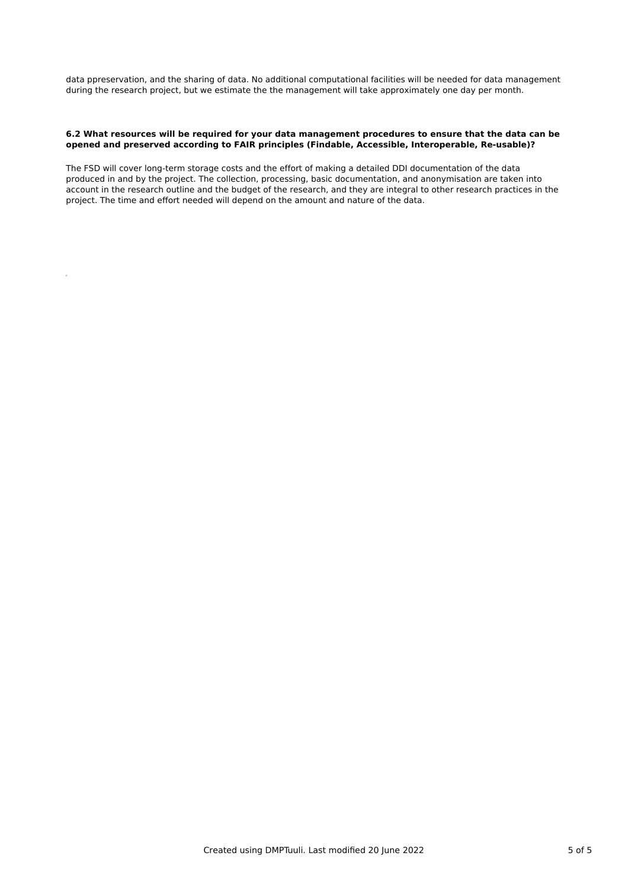data ppreservation, and the sharing of data. No additional computational facilities will be needed for data management during the research project, but we estimate the the management will take approximately one day per month.

**6.2 What resources will be required for your data management procedures to ensure that the data can be opened and preserved according to FAIR principles (Findable, Accessible, Interoperable, Re-usable)?**

The FSD will cover long-term storage costs and the effort of making a detailed DDI documentation of the data produced in and by the project. The collection, processing, basic documentation, and anonymisation are taken into account in the research outline and the budget of the research, and they are integral to other research practices in the project. The time and effort needed will depend on the amount and nature of the data.